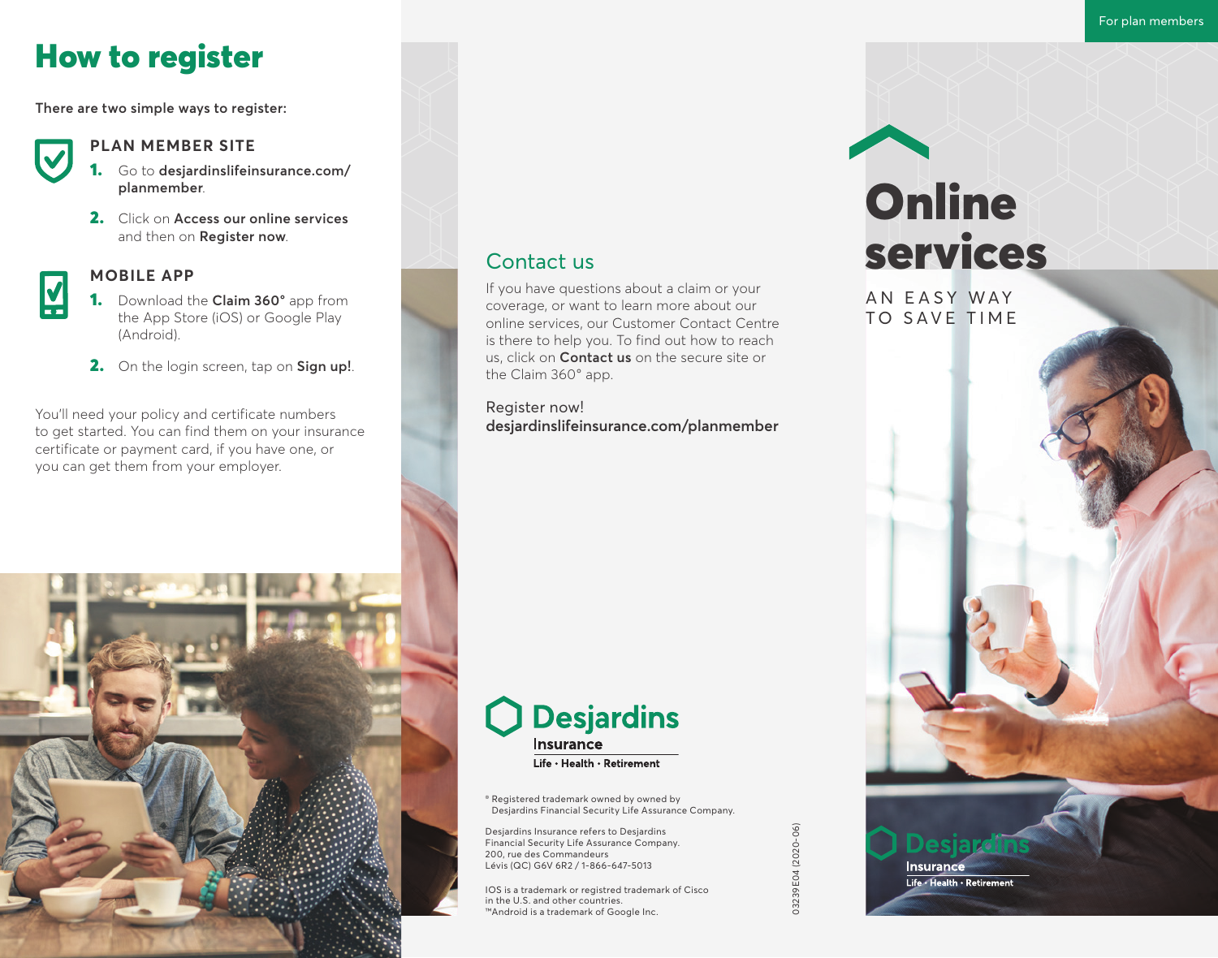# How to register

There are two simple ways to register:

### PLAN MEMBER SITE

1. Go to **desjardinslifeinsurance.com/planmember**.
2. Click on **Access our online services** and then on **Register now**.

### MOBILE APP

1. Download the **Claim 360°** app from the App Store (iOS) or Google Play (Android).
2. On the login screen, tap on **Sign up!**.

You'll need your policy and certificate numbers to get started. You can find them on your insurance certificate or payment card, if you have one, or you can get them from your employer.

## Contact us

If you have questions about a claim or your coverage, or want to learn more about our online services, our Customer Contact Centre is there to help you. To find out how to reach us, click on **Contact us** on the secure site or the Claim 360° app.

Register now!
**desjardinslifeinsurance.com/planmember**

Desjardins
Insurance
Life • Health • Retirement

® Registered trademark owned by owned by Desjardins Financial Security Life Assurance Company.

Desjardins Insurance refers to Desjardins Financial Security Life Assurance Company.
200, rue des Commandeurs
Lévis (QC) G6V 6R2 / 1-866-647-5013

IOS is a trademark or registred trademark of Cisco in the U.S. and other countries.
™Android is a trademark of Google Inc.

03239E04 (2020-06)

For plan members

# Online services

AN EASY WAY TO SAVE TIME

Desjardins
Insurance
Life • Health • Retirement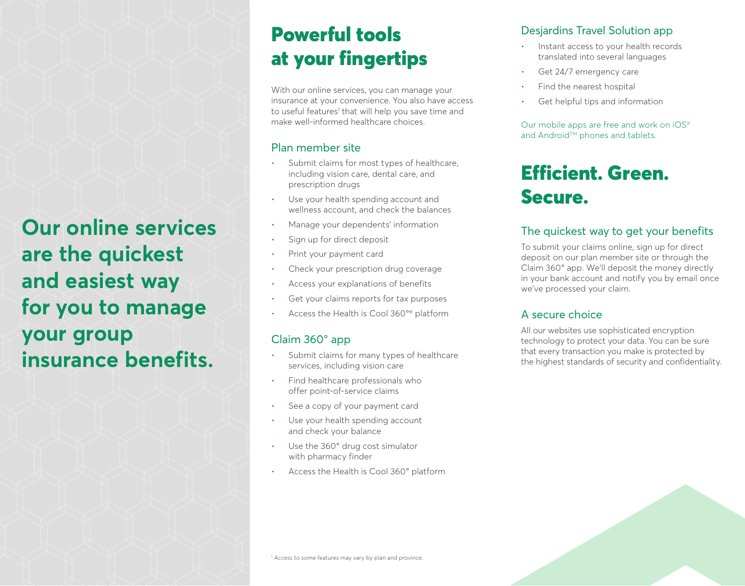**Our online services are the quickest and easiest way for you to manage your group insurance benefits.**

# Powerful tools at your fingertips

With our online services, you can manage your insurance at your convenience. You also have access to useful features[1] that will help you save time and make well-informed healthcare choices.

## Plan member site

- Submit claims for most types of healthcare, including vision care, dental care, and prescription drugs
- Use your health spending account and wellness account, and check the balances
- Manage your dependents' information
- Sign up for direct deposit
- Print your payment card
- Check your prescription drug coverage
- Access your explanations of benefits
- Get your claims reports for tax purposes
- Access the Health is Cool 360°® platform

## Claim 360° app

- Submit claims for many types of healthcare services, including vision care
- Find healthcare professionals who offer point-of-service claims
- See a copy of your payment card
- Use your health spending account and check your balance
- Use the 360° drug cost simulator with pharmacy finder
- Access the Health is Cool 360° platform

## Desjardins Travel Solution app

- Instant access to your health records translated into several languages
- Get 24/7 emergency care
- Find the nearest hospital
- Get helpful tips and information

Our mobile apps are free and work on iOS® and Android™ phones and tablets.

# Efficient. Green. Secure.

## The quickest way to get your benefits

To submit your claims online, sign up for direct deposit on our plan member site or through the Claim 360° app. We'll deposit the money directly in your bank account and notify you by email once we've processed your claim.

## A secure choice

All our websites use sophisticated encryption technology to protect your data. You can be sure that every transaction you make is protected by the highest standards of security and confidentiality.

[1] Access to some features may vary by plan and province.